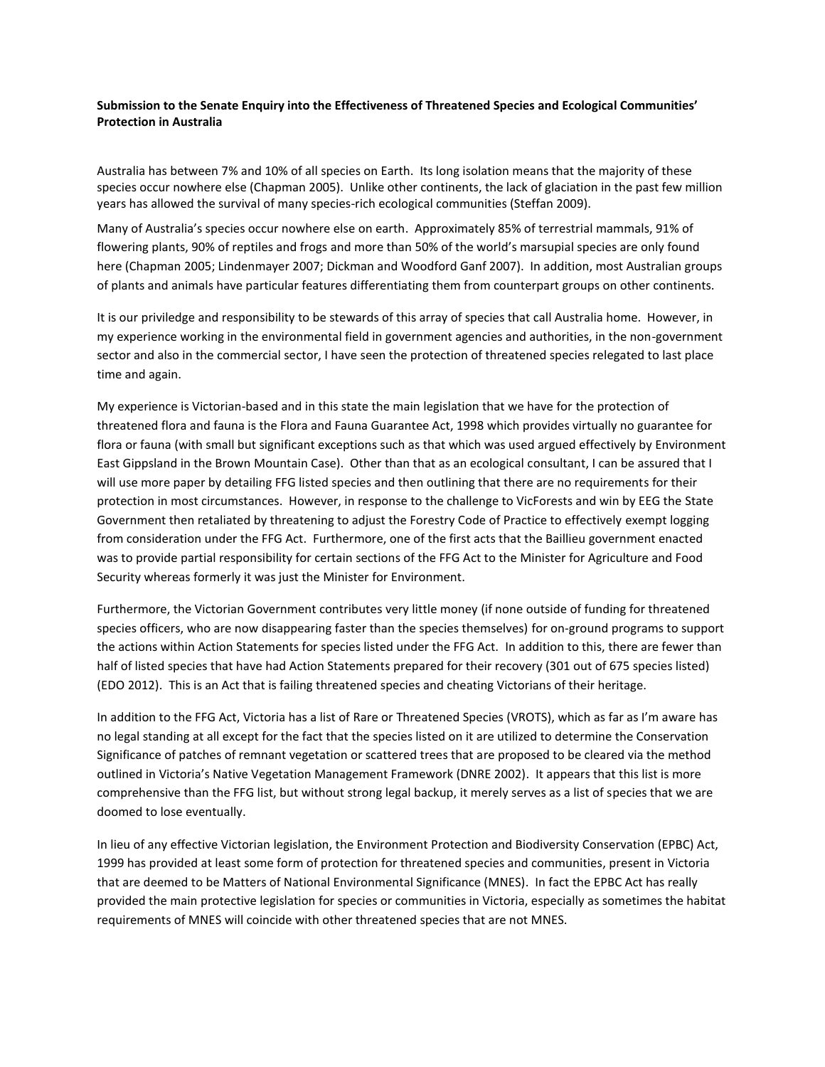**Submission to the Senate Enquiry into the Effectiveness of Threatened Species and Ecological Communities' Protection in Australia**

Australia has between 7% and 10% of all species on Earth. Its long isolation means that the majority of these species occur nowhere else (Chapman 2005). Unlike other continents, the lack of glaciation in the past few million years has allowed the survival of many species-rich ecological communities (Steffan 2009).

Many of Australia's species occur nowhere else on earth. Approximately 85% of terrestrial mammals, 91% of flowering plants, 90% of reptiles and frogs and more than 50% of the world's marsupial species are only found here (Chapman 2005; Lindenmayer 2007; Dickman and Woodford Ganf 2007). In addition, most Australian groups of plants and animals have particular features differentiating them from counterpart groups on other continents.

It is our priviledge and responsibility to be stewards of this array of species that call Australia home. However, in my experience working in the environmental field in government agencies and authorities, in the non-government sector and also in the commercial sector, I have seen the protection of threatened species relegated to last place time and again.

My experience is Victorian-based and in this state the main legislation that we have for the protection of threatened flora and fauna is the Flora and Fauna Guarantee Act, 1998 which provides virtually no guarantee for flora or fauna (with small but significant exceptions such as that which was used argued effectively by Environment East Gippsland in the Brown Mountain Case). Other than that as an ecological consultant, I can be assured that I will use more paper by detailing FFG listed species and then outlining that there are no requirements for their protection in most circumstances. However, in response to the challenge to VicForests and win by EEG the State Government then retaliated by threatening to adjust the Forestry Code of Practice to effectively exempt logging from consideration under the FFG Act. Furthermore, one of the first acts that the Baillieu government enacted was to provide partial responsibility for certain sections of the FFG Act to the Minister for Agriculture and Food Security whereas formerly it was just the Minister for Environment.

Furthermore, the Victorian Government contributes very little money (if none outside of funding for threatened species officers, who are now disappearing faster than the species themselves) for on-ground programs to support the actions within Action Statements for species listed under the FFG Act. In addition to this, there are fewer than half of listed species that have had Action Statements prepared for their recovery (301 out of 675 species listed) (EDO 2012). This is an Act that is failing threatened species and cheating Victorians of their heritage.

In addition to the FFG Act, Victoria has a list of Rare or Threatened Species (VROTS), which as far as I'm aware has no legal standing at all except for the fact that the species listed on it are utilized to determine the Conservation Significance of patches of remnant vegetation or scattered trees that are proposed to be cleared via the method outlined in Victoria's Native Vegetation Management Framework (DNRE 2002). It appears that this list is more comprehensive than the FFG list, but without strong legal backup, it merely serves as a list of species that we are doomed to lose eventually.

In lieu of any effective Victorian legislation, the Environment Protection and Biodiversity Conservation (EPBC) Act, 1999 has provided at least some form of protection for threatened species and communities, present in Victoria that are deemed to be Matters of National Environmental Significance (MNES). In fact the EPBC Act has really provided the main protective legislation for species or communities in Victoria, especially as sometimes the habitat requirements of MNES will coincide with other threatened species that are not MNES.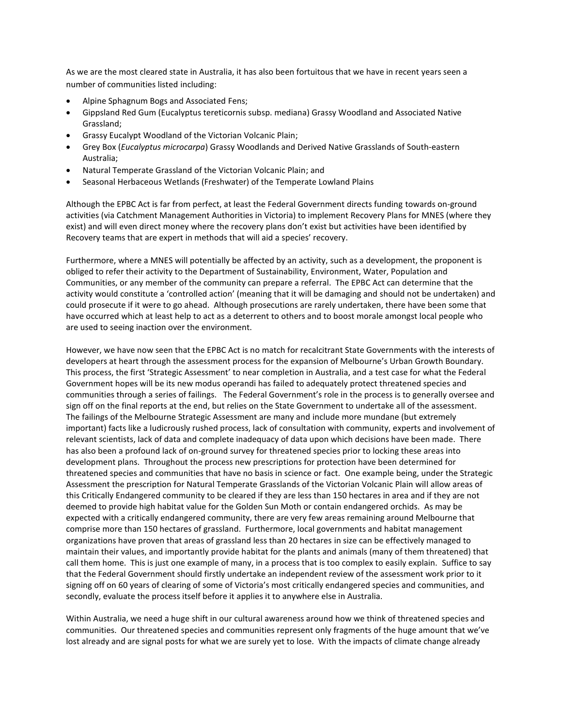As we are the most cleared state in Australia, it has also been fortuitous that we have in recent years seen a number of communities listed including:

- Alpine Sphagnum Bogs and Associated Fens;
- Gippsland Red Gum (Eucalyptus tereticornis subsp. mediana) Grassy Woodland and Associated Native Grassland;
- Grassy Eucalypt Woodland of the Victorian Volcanic Plain;
- Grey Box (*Eucalyptus microcarpa*) Grassy Woodlands and Derived Native Grasslands of South-eastern Australia;
- Natural Temperate Grassland of the Victorian Volcanic Plain; and
- Seasonal Herbaceous Wetlands (Freshwater) of the Temperate Lowland Plains

Although the EPBC Act is far from perfect, at least the Federal Government directs funding towards on-ground activities (via Catchment Management Authorities in Victoria) to implement Recovery Plans for MNES (where they exist) and will even direct money where the recovery plans don't exist but activities have been identified by Recovery teams that are expert in methods that will aid a species' recovery.

Furthermore, where a MNES will potentially be affected by an activity, such as a development, the proponent is obliged to refer their activity to the Department of Sustainability, Environment, Water, Population and Communities, or any member of the community can prepare a referral. The EPBC Act can determine that the activity would constitute a 'controlled action' (meaning that it will be damaging and should not be undertaken) and could prosecute if it were to go ahead. Although prosecutions are rarely undertaken, there have been some that have occurred which at least help to act as a deterrent to others and to boost morale amongst local people who are used to seeing inaction over the environment.

However, we have now seen that the EPBC Act is no match for recalcitrant State Governments with the interests of developers at heart through the assessment process for the expansion of Melbourne's Urban Growth Boundary. This process, the first 'Strategic Assessment' to near completion in Australia, and a test case for what the Federal Government hopes will be its new modus operandi has failed to adequately protect threatened species and communities through a series of failings. The Federal Government's role in the process is to generally oversee and sign off on the final reports at the end, but relies on the State Government to undertake all of the assessment. The failings of the Melbourne Strategic Assessment are many and include more mundane (but extremely important) facts like a ludicrously rushed process, lack of consultation with community, experts and involvement of relevant scientists, lack of data and complete inadequacy of data upon which decisions have been made. There has also been a profound lack of on-ground survey for threatened species prior to locking these areas into development plans. Throughout the process new prescriptions for protection have been determined for threatened species and communities that have no basis in science or fact. One example being, under the Strategic Assessment the prescription for Natural Temperate Grasslands of the Victorian Volcanic Plain will allow areas of this Critically Endangered community to be cleared if they are less than 150 hectares in area and if they are not deemed to provide high habitat value for the Golden Sun Moth or contain endangered orchids. As may be expected with a critically endangered community, there are very few areas remaining around Melbourne that comprise more than 150 hectares of grassland. Furthermore, local governments and habitat management organizations have proven that areas of grassland less than 20 hectares in size can be effectively managed to maintain their values, and importantly provide habitat for the plants and animals (many of them threatened) that call them home. This is just one example of many, in a process that is too complex to easily explain. Suffice to say that the Federal Government should firstly undertake an independent review of the assessment work prior to it signing off on 60 years of clearing of some of Victoria's most critically endangered species and communities, and secondly, evaluate the process itself before it applies it to anywhere else in Australia.

Within Australia, we need a huge shift in our cultural awareness around how we think of threatened species and communities. Our threatened species and communities represent only fragments of the huge amount that we've lost already and are signal posts for what we are surely yet to lose. With the impacts of climate change already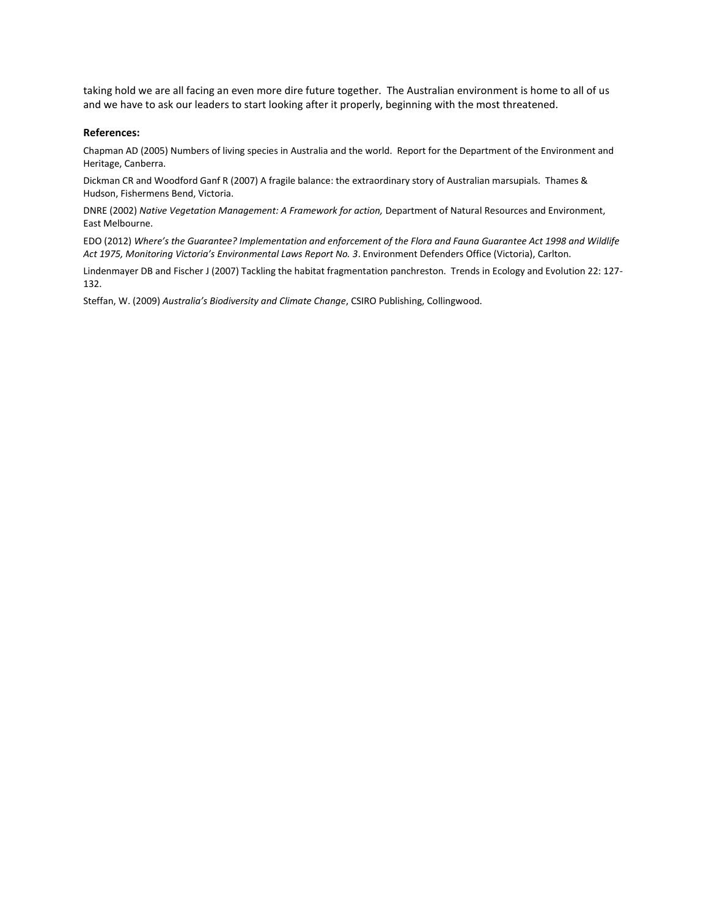taking hold we are all facing an even more dire future together. The Australian environment is home to all of us and we have to ask our leaders to start looking after it properly, beginning with the most threatened.

**References:**

Chapman AD (2005) Numbers of living species in Australia and the world. Report for the Department of the Environment and Heritage, Canberra.

Dickman CR and Woodford Ganf R (2007) A fragile balance: the extraordinary story of Australian marsupials. Thames & Hudson, Fishermens Bend, Victoria.

DNRE (2002) *Native Vegetation Management: A Framework for action,* Department of Natural Resources and Environment, East Melbourne.

EDO (2012) *Where's the Guarantee? Implementation and enforcement of the Flora and Fauna Guarantee Act 1998 and Wildlife Act 1975, Monitoring Victoria's Environmental Laws Report No. 3*. Environment Defenders Office (Victoria), Carlton.

Lindenmayer DB and Fischer J (2007) Tackling the habitat fragmentation panchreston. Trends in Ecology and Evolution 22: 127-132.

Steffan, W. (2009) *Australia's Biodiversity and Climate Change*, CSIRO Publishing, Collingwood.